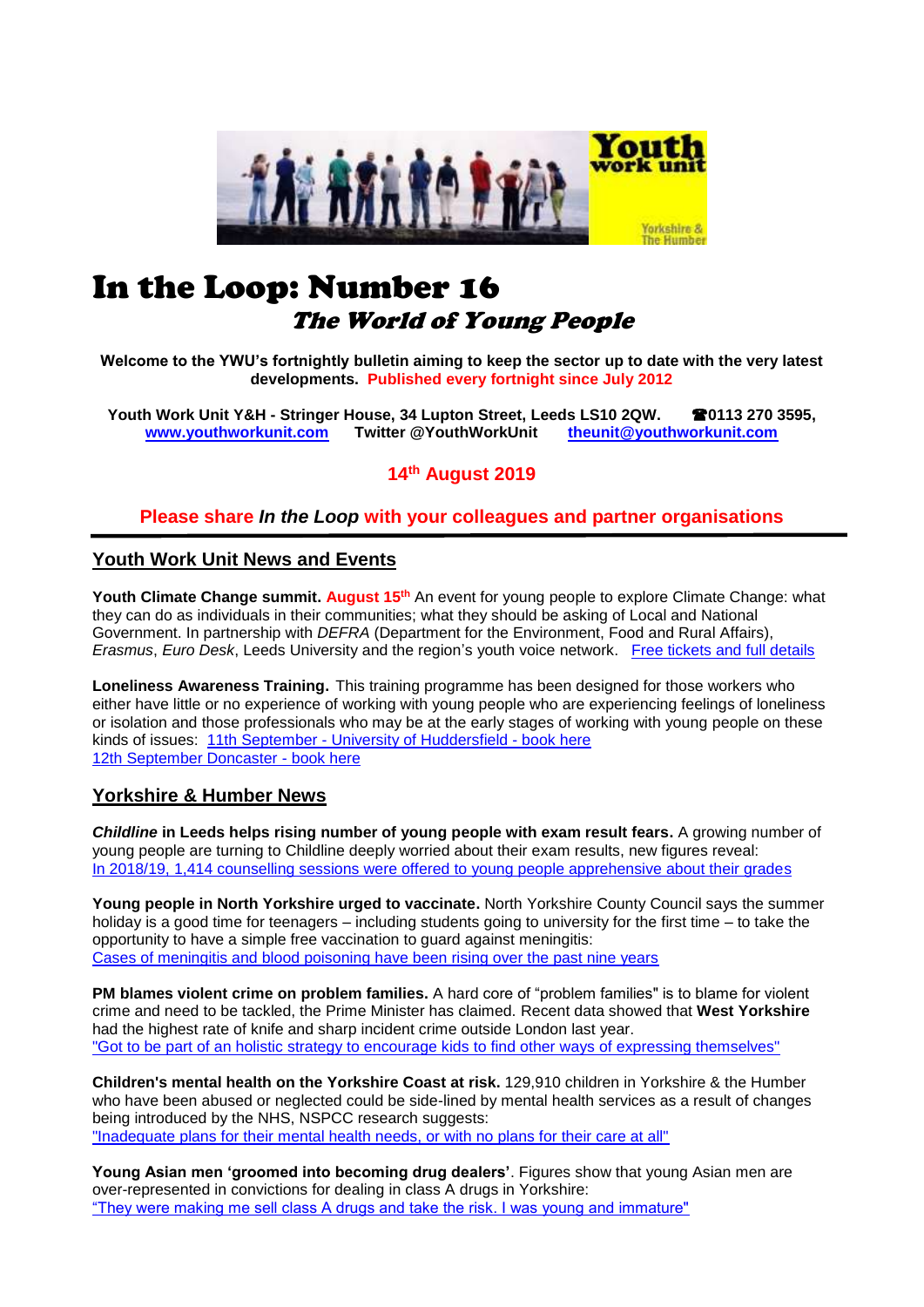# In the Loop: Number 16

## *The World of Young People*

**Welcome to the YWU's fortnightly bulletin aiming to keep the sector up to date with the very latest developments. Published every fortnight since July 2012**

**Youth Work Unit Y&H - Stringer House, 34 Lupton Street, Leeds LS10 2QW. ☎0113 270 3595, www.youthworkunit.com Twitter @YouthWorkUnit theunit@youthworkunit.com**

**14th August 2019**

**Please share *In the Loop* with your colleagues and partner organisations**

## Youth Work Unit News and Events

**Youth Climate Change summit. August 15th** An event for young people to explore Climate Change: what they can do as individuals in their communities; what they should be asking of Local and National Government. In partnership with *DEFRA* (Department for the Environment, Food and Rural Affairs), *Erasmus*, *Euro Desk*, Leeds University and the region's youth voice network. Free tickets and full details

**Loneliness Awareness Training.** This training programme has been designed for those workers who either have little or no experience of working with young people who are experiencing feelings of loneliness or isolation and those professionals who may be at the early stages of working with young people on these kinds of issues: 11th September - University of Huddersfield - book here
12th September Doncaster - book here

## Yorkshire & Humber News

***Childline* in Leeds helps rising number of young people with exam result fears.** A growing number of young people are turning to Childline deeply worried about their exam results, new figures reveal:
In 2018/19, 1,414 counselling sessions were offered to young people apprehensive about their grades

**Young people in North Yorkshire urged to vaccinate.** North Yorkshire County Council says the summer holiday is a good time for teenagers – including students going to university for the first time – to take the opportunity to have a simple free vaccination to guard against meningitis:
Cases of meningitis and blood poisoning have been rising over the past nine years

**PM blames violent crime on problem families.** A hard core of "problem families" is to blame for violent crime and need to be tackled, the Prime Minister has claimed. Recent data showed that **West Yorkshire** had the highest rate of knife and sharp incident crime outside London last year.
"Got to be part of an holistic strategy to encourage kids to find other ways of expressing themselves"

**Children's mental health on the Yorkshire Coast at risk.** 129,910 children in Yorkshire & the Humber who have been abused or neglected could be side-lined by mental health services as a result of changes being introduced by the NHS, NSPCC research suggests:
"Inadequate plans for their mental health needs, or with no plans for their care at all"

**Young Asian men 'groomed into becoming drug dealers'**. Figures show that young Asian men are over-represented in convictions for dealing in class A drugs in Yorkshire:
"They were making me sell class A drugs and take the risk. I was young and immature"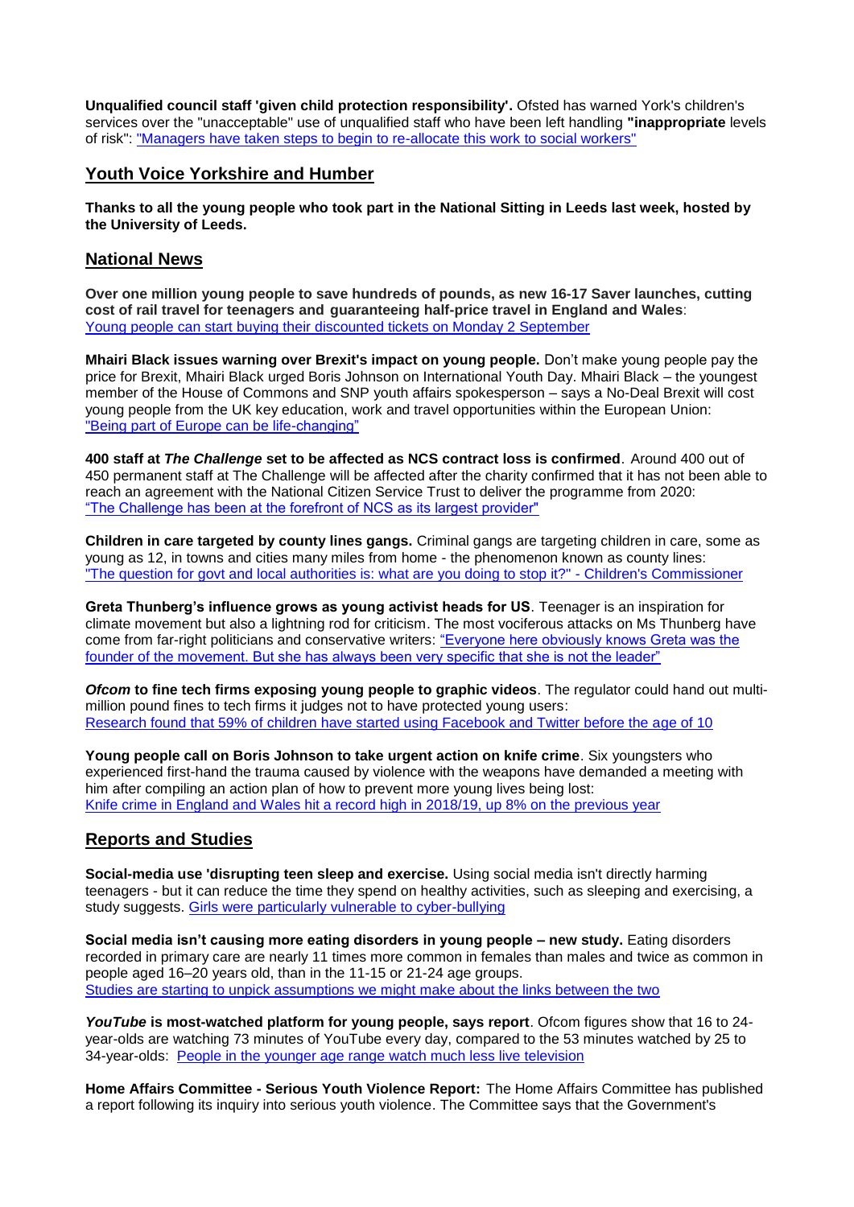**Unqualified council staff 'given child protection responsibility'.** Ofsted has warned York's children's services over the "unacceptable" use of unqualified staff who have been left handling **"inappropriate** levels of risk": "Managers have taken steps to begin to re-allocate this work to social workers"

## Youth Voice Yorkshire and Humber

**Thanks to all the young people who took part in the National Sitting in Leeds last week, hosted by the University of Leeds.**

## National News

**Over one million young people to save hundreds of pounds, as new 16-17 Saver launches, cutting cost of rail travel for teenagers and guaranteeing half-price travel in England and Wales**: Young people can start buying their discounted tickets on Monday 2 September

**Mhairi Black issues warning over Brexit's impact on young people.** Don't make young people pay the price for Brexit, Mhairi Black urged Boris Johnson on International Youth Day. Mhairi Black – the youngest member of the House of Commons and SNP youth affairs spokesperson – says a No-Deal Brexit will cost young people from the UK key education, work and travel opportunities within the European Union: "Being part of Europe can be life-changing"

**400 staff at *The Challenge* set to be affected as NCS contract loss is confirmed**. Around 400 out of 450 permanent staff at The Challenge will be affected after the charity confirmed that it has not been able to reach an agreement with the National Citizen Service Trust to deliver the programme from 2020: "The Challenge has been at the forefront of NCS as its largest provider"

**Children in care targeted by county lines gangs.** Criminal gangs are targeting children in care, some as young as 12, in towns and cities many miles from home - the phenomenon known as county lines: "The question for govt and local authorities is: what are you doing to stop it?" - Children's Commissioner

**Greta Thunberg's influence grows as young activist heads for US**. Teenager is an inspiration for climate movement but also a lightning rod for criticism. The most vociferous attacks on Ms Thunberg have come from far-right politicians and conservative writers: "Everyone here obviously knows Greta was the founder of the movement. But she has always been very specific that she is not the leader"

***Ofcom* to fine tech firms exposing young people to graphic videos**. The regulator could hand out multi-million pound fines to tech firms it judges not to have protected young users: Research found that 59% of children have started using Facebook and Twitter before the age of 10

**Young people call on Boris Johnson to take urgent action on knife crime**. Six youngsters who experienced first-hand the trauma caused by violence with the weapons have demanded a meeting with him after compiling an action plan of how to prevent more young lives being lost: Knife crime in England and Wales hit a record high in 2018/19, up 8% on the previous year

## Reports and Studies

**Social-media use 'disrupting teen sleep and exercise.** Using social media isn't directly harming teenagers - but it can reduce the time they spend on healthy activities, such as sleeping and exercising, a study suggests. Girls were particularly vulnerable to cyber-bullying

**Social media isn't causing more eating disorders in young people – new study.** Eating disorders recorded in primary care are nearly 11 times more common in females than males and twice as common in people aged 16–20 years old, than in the 11-15 or 21-24 age groups. Studies are starting to unpick assumptions we might make about the links between the two

***YouTube* is most-watched platform for young people, says report**. Ofcom figures show that 16 to 24-year-olds are watching 73 minutes of YouTube every day, compared to the 53 minutes watched by 25 to 34-year-olds: People in the younger age range watch much less live television

**Home Affairs Committee - Serious Youth Violence Report:** The Home Affairs Committee has published a report following its inquiry into serious youth violence. The Committee says that the Government's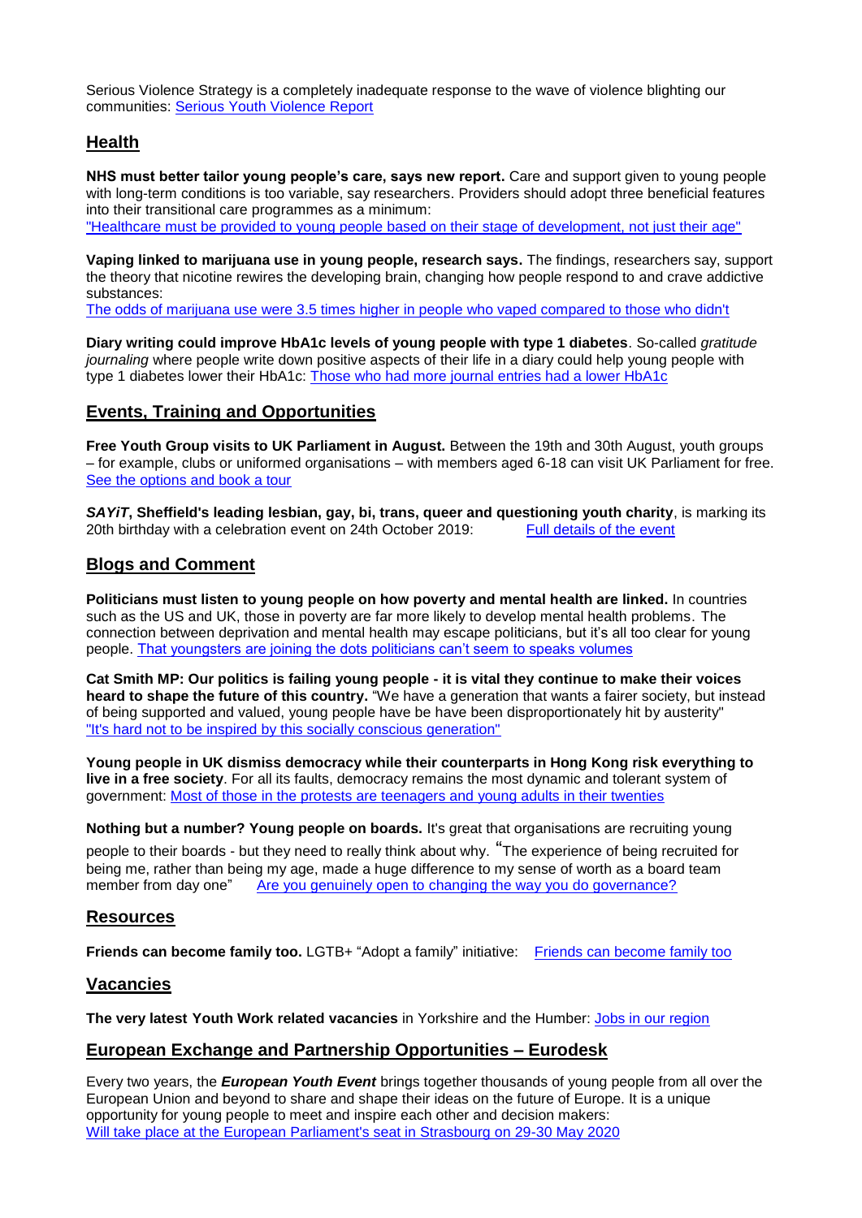Serious Violence Strategy is a completely inadequate response to the wave of violence blighting our communities: Serious Youth Violence Report

## Health

**NHS must better tailor young people's care, says new report.** Care and support given to young people with long-term conditions is too variable, say researchers. Providers should adopt three beneficial features into their transitional care programmes as a minimum:
"Healthcare must be provided to young people based on their stage of development, not just their age"

**Vaping linked to marijuana use in young people, research says.** The findings, researchers say, support the theory that nicotine rewires the developing brain, changing how people respond to and crave addictive substances:
The odds of marijuana use were 3.5 times higher in people who vaped compared to those who didn't

**Diary writing could improve HbA1c levels of young people with type 1 diabetes**. So-called *gratitude journaling* where people write down positive aspects of their life in a diary could help young people with type 1 diabetes lower their HbA1c: Those who had more journal entries had a lower HbA1c

## Events, Training and Opportunities

**Free Youth Group visits to UK Parliament in August.** Between the 19th and 30th August, youth groups – for example, clubs or uniformed organisations – with members aged 6-18 can visit UK Parliament for free. See the options and book a tour

***SAYiT*, Sheffield's leading lesbian, gay, bi, trans, queer and questioning youth charity**, is marking its 20th birthday with a celebration event on 24th October 2019: Full details of the event

## Blogs and Comment

**Politicians must listen to young people on how poverty and mental health are linked.** In countries such as the US and UK, those in poverty are far more likely to develop mental health problems. The connection between deprivation and mental health may escape politicians, but it's all too clear for young people. That youngsters are joining the dots politicians can't seem to speaks volumes

**Cat Smith MP: Our politics is failing young people - it is vital they continue to make their voices heard to shape the future of this country.** "We have a generation that wants a fairer society, but instead of being supported and valued, young people have be have been disproportionately hit by austerity"
"It's hard not to be inspired by this socially conscious generation"

**Young people in UK dismiss democracy while their counterparts in Hong Kong risk everything to live in a free society**. For all its faults, democracy remains the most dynamic and tolerant system of government: Most of those in the protests are teenagers and young adults in their twenties

**Nothing but a number? Young people on boards.** It's great that organisations are recruiting young people to their boards - but they need to really think about why. "The experience of being recruited for being me, rather than being my age, made a huge difference to my sense of worth as a board team member from day one" Are you genuinely open to changing the way you do governance?

## Resources

**Friends can become family too.** LGTB+ "Adopt a family" initiative: Friends can become family too

## Vacancies

**The very latest Youth Work related vacancies** in Yorkshire and the Humber: Jobs in our region

## European Exchange and Partnership Opportunities – Eurodesk

Every two years, the ***European Youth Event*** brings together thousands of young people from all over the European Union and beyond to share and shape their ideas on the future of Europe. It is a unique opportunity for young people to meet and inspire each other and decision makers:
Will take place at the European Parliament's seat in Strasbourg on 29-30 May 2020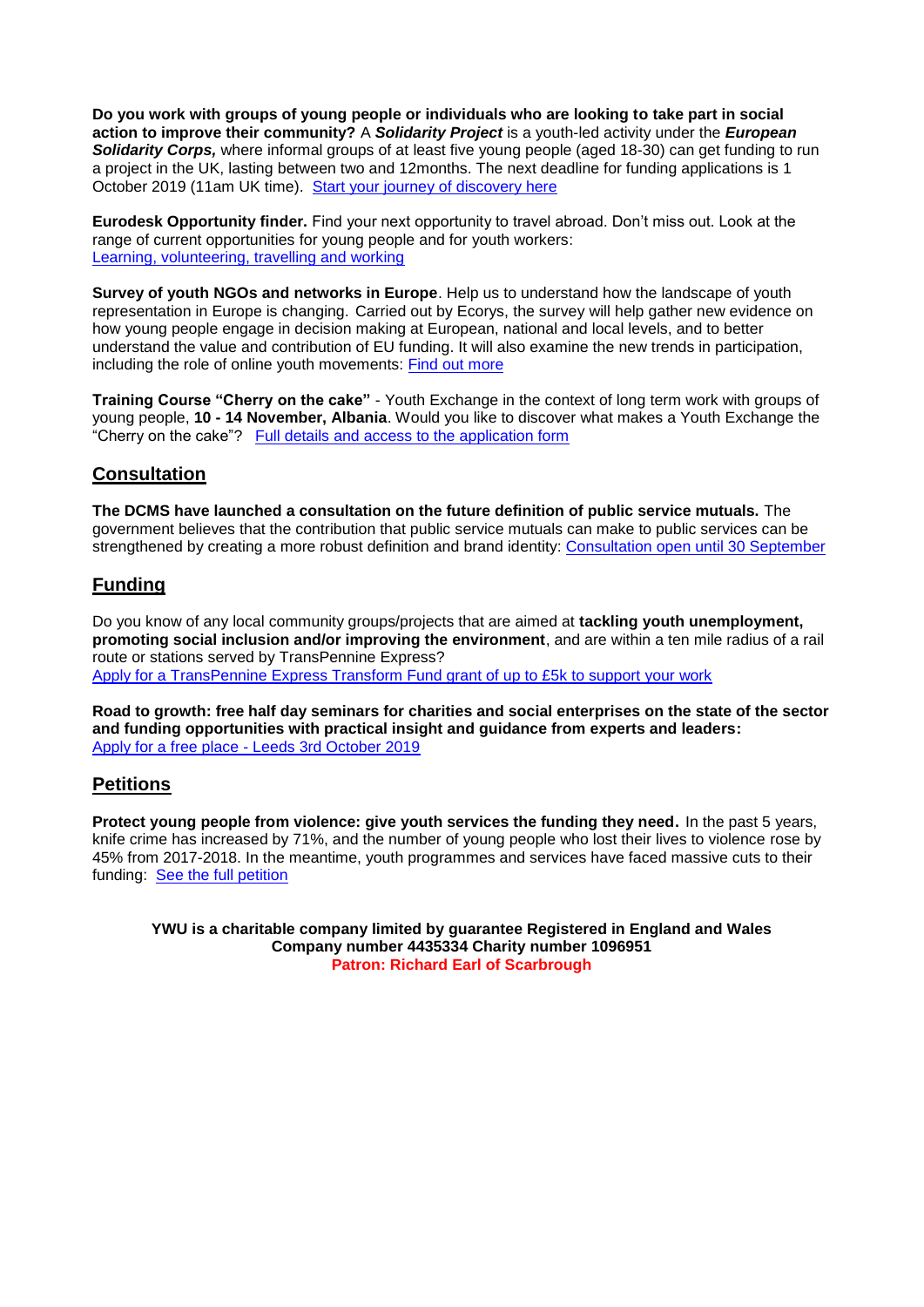**Do you work with groups of young people or individuals who are looking to take part in social action to improve their community?** A ***Solidarity Project*** is a youth-led activity under the ***European Solidarity Corps,*** where informal groups of at least five young people (aged 18-30) can get funding to run a project in the UK, lasting between two and 12months. The next deadline for funding applications is 1 October 2019 (11am UK time). Start your journey of discovery here

**Eurodesk Opportunity finder.** Find your next opportunity to travel abroad. Don't miss out. Look at the range of current opportunities for young people and for youth workers: Learning, volunteering, travelling and working

**Survey of youth NGOs and networks in Europe**. Help us to understand how the landscape of youth representation in Europe is changing. Carried out by Ecorys, the survey will help gather new evidence on how young people engage in decision making at European, national and local levels, and to better understand the value and contribution of EU funding. It will also examine the new trends in participation, including the role of online youth movements: Find out more

**Training Course "Cherry on the cake"** - Youth Exchange in the context of long term work with groups of young people, **10 - 14 November, Albania**. Would you like to discover what makes a Youth Exchange the "Cherry on the cake"? Full details and access to the application form

## Consultation

**The DCMS have launched a consultation on the future definition of public service mutuals.** The government believes that the contribution that public service mutuals can make to public services can be strengthened by creating a more robust definition and brand identity: Consultation open until 30 September

## Funding

Do you know of any local community groups/projects that are aimed at **tackling youth unemployment, promoting social inclusion and/or improving the environment**, and are within a ten mile radius of a rail route or stations served by TransPennine Express?
Apply for a TransPennine Express Transform Fund grant of up to £5k to support your work

**Road to growth: free half day seminars for charities and social enterprises on the state of the sector and funding opportunities with practical insight and guidance from experts and leaders:**
Apply for a free place - Leeds 3rd October 2019

## Petitions

**Protect young people from violence: give youth services the funding they need.** In the past 5 years, knife crime has increased by 71%, and the number of young people who lost their lives to violence rose by 45% from 2017-2018. In the meantime, youth programmes and services have faced massive cuts to their funding: See the full petition

**YWU is a charitable company limited by guarantee Registered in England and Wales**
**Company number 4435334 Charity number 1096951**
**Patron: Richard Earl of Scarbrough**